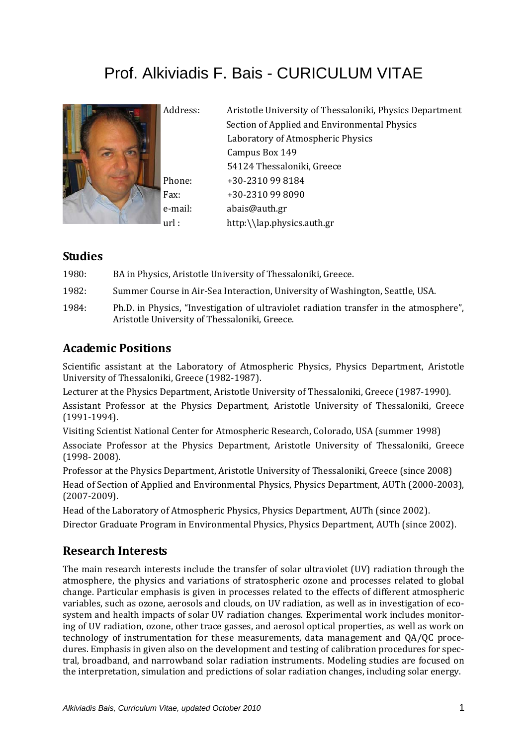# Prof. Alkiviadis F. Bais - CURICULUM VITAE

| | |
|---|---|
| Address: | Aristotle University of Thessaloniki, Physics Department |
| | Section of Applied and Environmental Physics |
| | Laboratory of Atmospheric Physics |
| | Campus Box 149 |
| | 54124 Thessaloniki, Greece |
| Phone: | +30-2310 99 8184 |
| Fax: | +30-2310 99 8090 |
| e-mail: | abais@auth.gr |
| url : | http:\\lap.physics.auth.gr |

## Studies

1980: BA in Physics, Aristotle University of Thessaloniki, Greece.

1982: Summer Course in Air-Sea Interaction, University of Washington, Seattle, USA.

1984: Ph.D. in Physics, "Investigation of ultraviolet radiation transfer in the atmosphere", Aristotle University of Thessaloniki, Greece.

## Academic Positions

Scientific assistant at the Laboratory of Atmospheric Physics, Physics Department, Aristotle University of Thessaloniki, Greece (1982-1987).

Lecturer at the Physics Department, Aristotle University of Thessaloniki, Greece (1987-1990).

Assistant Professor at the Physics Department, Aristotle University of Thessaloniki, Greece (1991-1994).

Visiting Scientist National Center for Atmospheric Research, Colorado, USA (summer 1998)

Associate Professor at the Physics Department, Aristotle University of Thessaloniki, Greece (1998- 2008).

Professor at the Physics Department, Aristotle University of Thessaloniki, Greece (since 2008)

Head of Section of Applied and Environmental Physics, Physics Department, AUTh (2000-2003), (2007-2009).

Head of the Laboratory of Atmospheric Physics, Physics Department, AUTh (since 2002).

Director Graduate Program in Environmental Physics, Physics Department, AUTh (since 2002).

## Research Interests

The main research interests include the transfer of solar ultraviolet (UV) radiation through the atmosphere, the physics and variations of stratospheric ozone and processes related to global change. Particular emphasis is given in processes related to the effects of different atmospheric variables, such as ozone, aerosols and clouds, on UV radiation, as well as in investigation of ecosystem and health impacts of solar UV radiation changes. Experimental work includes monitoring of UV radiation, ozone, other trace gasses, and aerosol optical properties, as well as work on technology of instrumentation for these measurements, data management and QA/QC procedures. Emphasis in given also on the development and testing of calibration procedures for spectral, broadband, and narrowband solar radiation instruments. Modeling studies are focused on the interpretation, simulation and predictions of solar radiation changes, including solar energy.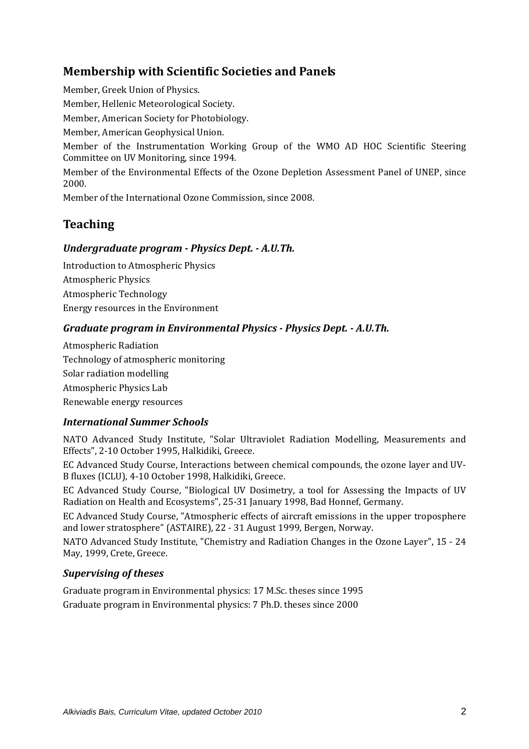## Membership with Scientific Societies and Panels

Member, Greek Union of Physics.

Member, Hellenic Meteorological Society.

Member, American Society for Photobiology.

Member, American Geophysical Union.

Member of the Instrumentation Working Group of the WMO AD HOC Scientific Steering Committee on UV Monitoring, since 1994.

Member of the Environmental Effects of the Ozone Depletion Assessment Panel of UNEP, since 2000.

Member of the International Ozone Commission, since 2008.

## Teaching

### *Undergraduate program - Physics Dept. - A.U.Th.*

Introduction to Atmospheric Physics

Atmospheric Physics

Atmospheric Technology

Energy resources in the Environment

### *Graduate program in Environmental Physics - Physics Dept. - A.U.Th.*

Atmospheric Radiation

Technology of atmospheric monitoring

Solar radiation modelling

Atmospheric Physics Lab

Renewable energy resources

### *International Summer Schools*

NATO Advanced Study Institute, "Solar Ultraviolet Radiation Modelling, Measurements and Effects", 2-10 October 1995, Halkidiki, Greece.

EC Advanced Study Course, Interactions between chemical compounds, the ozone layer and UV-B fluxes (ICLU), 4-10 October 1998, Halkidiki, Greece.

EC Advanced Study Course, "Biological UV Dosimetry, a tool for Assessing the Impacts of UV Radiation on Health and Ecosystems", 25-31 January 1998, Bad Honnef, Germany.

EC Advanced Study Course, "Atmospheric effects of aircraft emissions in the upper troposphere and lower stratosphere" (ASTAIRE), 22 - 31 August 1999, Bergen, Norway.

NATO Advanced Study Institute, "Chemistry and Radiation Changes in the Ozone Layer", 15 - 24 May, 1999, Crete, Greece.

### *Supervising of theses*

Graduate program in Environmental physics: 17 M.Sc. theses since 1995

Graduate program in Environmental physics: 7 Ph.D. theses since 2000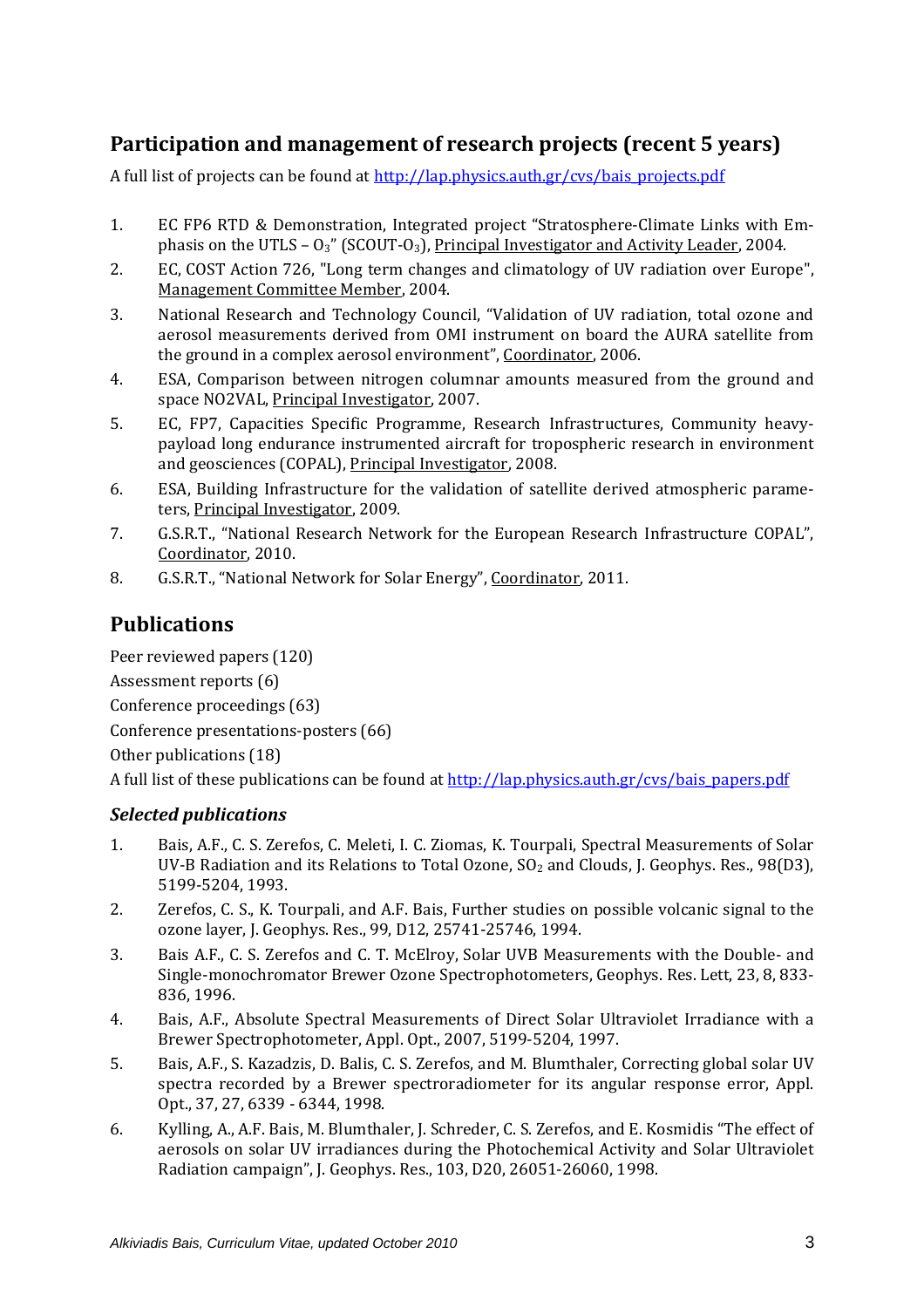## Participation and management of research projects (recent 5 years)

A full list of projects can be found at http://lap.physics.auth.gr/cvs/bais_projects.pdf

1. EC FP6 RTD & Demonstration, Integrated project "Stratosphere-Climate Links with Emphasis on the UTLS – $O_3$" (SCOUT-$O_3$), Principal Investigator and Activity Leader, 2004.
2. EC, COST Action 726, "Long term changes and climatology of UV radiation over Europe", Management Committee Member, 2004.
3. National Research and Technology Council, "Validation of UV radiation, total ozone and aerosol measurements derived from OMI instrument on board the AURA satellite from the ground in a complex aerosol environment", Coordinator, 2006.
4. ESA, Comparison between nitrogen columnar amounts measured from the ground and space NO2VAL, Principal Investigator, 2007.
5. EC, FP7, Capacities Specific Programme, Research Infrastructures, Community heavy-payload long endurance instrumented aircraft for tropospheric research in environment and geosciences (COPAL), Principal Investigator, 2008.
6. ESA, Building Infrastructure for the validation of satellite derived atmospheric parameters, Principal Investigator, 2009.
7. G.S.R.T., "National Research Network for the European Research Infrastructure COPAL", Coordinator, 2010.
8. G.S.R.T., "National Network for Solar Energy", Coordinator, 2011.

## Publications

Peer reviewed papers (120)

Assessment reports (6)

Conference proceedings (63)

Conference presentations-posters (66)

Other publications (18)

A full list of these publications can be found at http://lap.physics.auth.gr/cvs/bais_papers.pdf

### *Selected publications*

1. Bais, A.F., C. S. Zerefos, C. Meleti, I. C. Ziomas, K. Tourpali, Spectral Measurements of Solar UV-B Radiation and its Relations to Total Ozone, $SO_2$ and Clouds, J. Geophys. Res., 98(D3), 5199-5204, 1993.
2. Zerefos, C. S., K. Tourpali, and A.F. Bais, Further studies on possible volcanic signal to the ozone layer, J. Geophys. Res., 99, D12, 25741-25746, 1994.
3. Bais A.F., C. S. Zerefos and C. T. McElroy, Solar UVB Measurements with the Double- and Single-monochromator Brewer Ozone Spectrophotometers, Geophys. Res. Lett, 23, 8, 833-836, 1996.
4. Bais, A.F., Absolute Spectral Measurements of Direct Solar Ultraviolet Irradiance with a Brewer Spectrophotometer, Appl. Opt., 2007, 5199-5204, 1997.
5. Bais, A.F., S. Kazadzis, D. Balis, C. S. Zerefos, and M. Blumthaler, Correcting global solar UV spectra recorded by a Brewer spectroradiometer for its angular response error, Appl. Opt., 37, 27, 6339 - 6344, 1998.
6. Kylling, A., A.F. Bais, M. Blumthaler, J. Schreder, C. S. Zerefos, and E. Kosmidis "The effect of aerosols on solar UV irradiances during the Photochemical Activity and Solar Ultraviolet Radiation campaign", J. Geophys. Res., 103, D20, 26051-26060, 1998.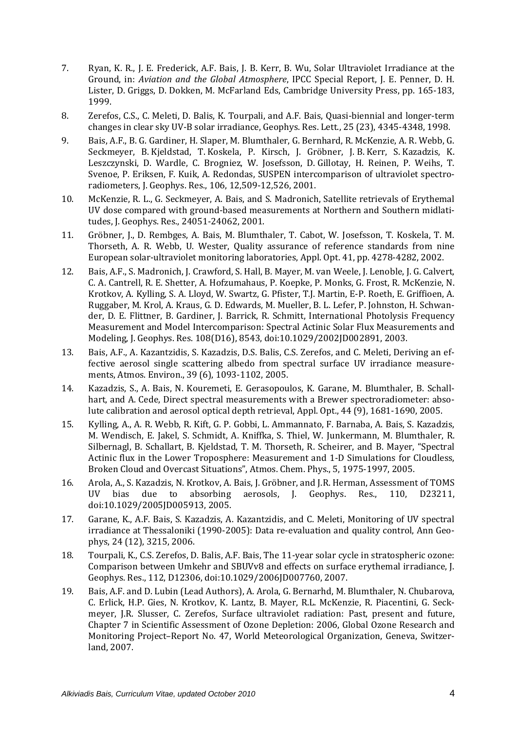7. Ryan, K. R., J. E. Frederick, A.F. Bais, J. B. Kerr, B. Wu, Solar Ultraviolet Irradiance at the Ground, in: *Aviation and the Global Atmosphere*, IPCC Special Report, J. E. Penner, D. H. Lister, D. Griggs, D. Dokken, M. McFarland Eds, Cambridge University Press, pp. 165-183, 1999.

8. Zerefos, C.S., C. Meleti, D. Balis, K. Tourpali, and A.F. Bais, Quasi-biennial and longer-term changes in clear sky UV-B solar irradiance, Geophys. Res. Lett., 25 (23), 4345-4348, 1998.

9. Bais, A.F., B. G. Gardiner, H. Slaper, M. Blumthaler, G. Bernhard, R. McKenzie, A. R. Webb, G. Seckmeyer, B. Kjeldstad, T. Koskela, P. Kirsch, J. Gröbner, J. B. Kerr, S. Kazadzis, K. Leszczynski, D. Wardle, C. Brogniez, W. Josefsson, D. Gillotay, H. Reinen, P. Weihs, T. Svenoe, P. Eriksen, F. Kuik, A. Redondas, SUSPEN intercomparison of ultraviolet spectroradiometers, J. Geophys. Res., 106, 12,509-12,526, 2001.

10. McKenzie, R. L., G. Seckmeyer, A. Bais, and S. Madronich, Satellite retrievals of Erythemal UV dose compared with ground-based measurements at Northern and Southern midlatitudes, J. Geophys. Res., 24051-24062, 2001.

11. Gröbner, J., D. Rembges, A. Bais, M. Blumthaler, T. Cabot, W. Josefsson, T. Koskela, T. M. Thorseth, A. R. Webb, U. Wester, Quality assurance of reference standards from nine European solar-ultraviolet monitoring laboratories, Appl. Opt. 41, pp. 4278-4282, 2002.

12. Bais, A.F., S. Madronich, J. Crawford, S. Hall, B. Mayer, M. van Weele, J. Lenoble, J. G. Calvert, C. A. Cantrell, R. E. Shetter, A. Hofzumahaus, P. Koepke, P. Monks, G. Frost, R. McKenzie, N. Krotkov, A. Kylling, S. A. Lloyd, W. Swartz, G. Pfister, T.J. Martin, E-P. Roeth, E. Griffioen, A. Ruggaber, M. Krol, A. Kraus, G. D. Edwards, M. Mueller, B. L. Lefer, P. Johnston, H. Schwander, D. E. Flittner, B. Gardiner, J. Barrick, R. Schmitt, International Photolysis Frequency Measurement and Model Intercomparison: Spectral Actinic Solar Flux Measurements and Modeling, J. Geophys. Res. 108(D16), 8543, doi:10.1029/2002JD002891, 2003.

13. Bais, A.F., A. Kazantzidis, S. Kazadzis, D.S. Balis, C.S. Zerefos, and C. Meleti, Deriving an effective aerosol single scattering albedo from spectral surface UV irradiance measurements, Atmos. Environ., 39 (6), 1093-1102, 2005.

14. Kazadzis, S., A. Bais, N. Kouremeti, E. Gerasopoulos, K. Garane, M. Blumthaler, B. Schallhart, and A. Cede, Direct spectral measurements with a Brewer spectroradiometer: absolute calibration and aerosol optical depth retrieval, Appl. Opt., 44 (9), 1681-1690, 2005.

15. Kylling, A., A. R. Webb, R. Kift, G. P. Gobbi, L. Ammannato, F. Barnaba, A. Bais, S. Kazadzis, M. Wendisch, E. Jakel, S. Schmidt, A. Kniffka, S. Thiel, W. Junkermann, M. Blumthaler, R. Silbernagl, B. Schallart, B. Kjeldstad, T. M. Thorseth, R. Scheirer, and B. Mayer, "Spectral Actinic flux in the Lower Troposphere: Measurement and 1-D Simulations for Cloudless, Broken Cloud and Overcast Situations", Atmos. Chem. Phys., 5, 1975-1997, 2005.

16. Arola, A., S. Kazadzis, N. Krotkov, A. Bais, J. Gröbner, and J.R. Herman, Assessment of TOMS UV bias due to absorbing aerosols, J. Geophys. Res., 110, D23211, doi:10.1029/2005JD005913, 2005.

17. Garane, K., A.F. Bais, S. Kazadzis, A. Kazantzidis, and C. Meleti, Monitoring of UV spectral irradiance at Thessaloniki (1990-2005): Data re-evaluation and quality control, Ann Geophys, 24 (12), 3215, 2006.

18. Tourpali, K., C.S. Zerefos, D. Balis, A.F. Bais, The 11-year solar cycle in stratospheric ozone: Comparison between Umkehr and SBUVv8 and effects on surface erythemal irradiance, J. Geophys. Res., 112, D12306, doi:10.1029/2006JD007760, 2007.

19. Bais, A.F. and D. Lubin (Lead Authors), A. Arola, G. Bernarhd, M. Blumthaler, N. Chubarova, C. Erlick, H.P. Gies, N. Krotkov, K. Lantz, B. Mayer, R.L. McKenzie, R. Piacentini, G. Seckmeyer, J.R. Slusser, C. Zerefos, Surface ultraviolet radiation: Past, present and future, Chapter 7 in Scientific Assessment of Ozone Depletion: 2006, Global Ozone Research and Monitoring Project–Report No. 47, World Meteorological Organization, Geneva, Switzerland, 2007.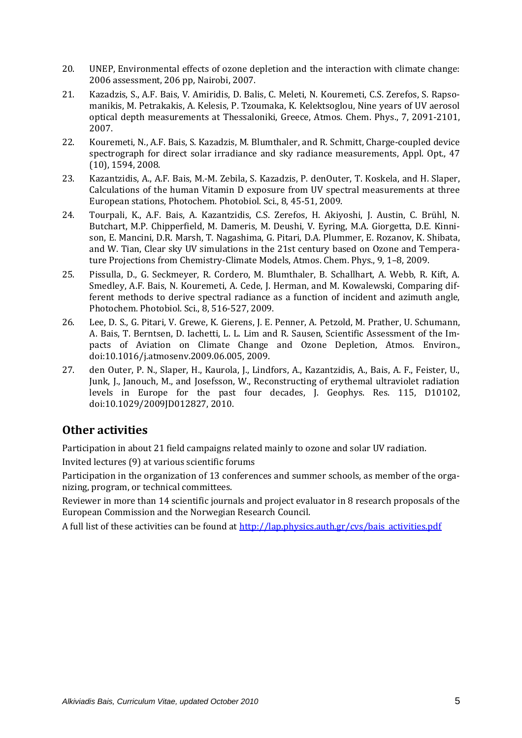20. UNEP, Environmental effects of ozone depletion and the interaction with climate change: 2006 assessment, 206 pp, Nairobi, 2007.
21. Kazadzis, S., A.F. Bais, V. Amiridis, D. Balis, C. Meleti, N. Kouremeti, C.S. Zerefos, S. Rapsomanikis, M. Petrakakis, A. Kelesis, P. Tzoumaka, K. Kelektsoglou, Nine years of UV aerosol optical depth measurements at Thessaloniki, Greece, Atmos. Chem. Phys., 7, 2091-2101, 2007.
22. Kouremeti, N., A.F. Bais, S. Kazadzis, M. Blumthaler, and R. Schmitt, Charge-coupled device spectrograph for direct solar irradiance and sky radiance measurements, Appl. Opt., 47 (10), 1594, 2008.
23. Kazantzidis, A., A.F. Bais, M.-M. Zebila, S. Kazadzis, P. denOuter, T. Koskela, and H. Slaper, Calculations of the human Vitamin D exposure from UV spectral measurements at three European stations, Photochem. Photobiol. Sci., 8, 45-51, 2009.
24. Tourpali, K., A.F. Bais, A. Kazantzidis, C.S. Zerefos, H. Akiyoshi, J. Austin, C. Brühl, N. Butchart, M.P. Chipperfield, M. Dameris, M. Deushi, V. Eyring, M.A. Giorgetta, D.E. Kinnison, E. Mancini, D.R. Marsh, T. Nagashima, G. Pitari, D.A. Plummer, E. Rozanov, K. Shibata, and W. Tian, Clear sky UV simulations in the 21st century based on Ozone and Temperature Projections from Chemistry-Climate Models, Atmos. Chem. Phys., 9, 1–8, 2009.
25. Pissulla, D., G. Seckmeyer, R. Cordero, M. Blumthaler, B. Schallhart, A. Webb, R. Kift, A. Smedley, A.F. Bais, N. Kouremeti, A. Cede, J. Herman, and M. Kowalewski, Comparing different methods to derive spectral radiance as a function of incident and azimuth angle, Photochem. Photobiol. Sci., 8, 516-527, 2009.
26. Lee, D. S., G. Pitari, V. Grewe, K. Gierens, J. E. Penner, A. Petzold, M. Prather, U. Schumann, A. Bais, T. Berntsen, D. Iachetti, L. L. Lim and R. Sausen, Scientific Assessment of the Impacts of Aviation on Climate Change and Ozone Depletion, Atmos. Environ., doi:10.1016/j.atmosenv.2009.06.005, 2009.
27. den Outer, P. N., Slaper, H., Kaurola, J., Lindfors, A., Kazantzidis, A., Bais, A. F., Feister, U., Junk, J., Janouch, M., and Josefsson, W., Reconstructing of erythemal ultraviolet radiation levels in Europe for the past four decades, J. Geophys. Res. 115, D10102, doi:10.1029/2009JD012827, 2010.

## Other activities

Participation in about 21 field campaigns related mainly to ozone and solar UV radiation.

Invited lectures (9) at various scientific forums

Participation in the organization of 13 conferences and summer schools, as member of the organizing, program, or technical committees.

Reviewer in more than 14 scientific journals and project evaluator in 8 research proposals of the European Commission and the Norwegian Research Council.

A full list of these activities can be found at http://lap.physics.auth.gr/cvs/bais_activities.pdf